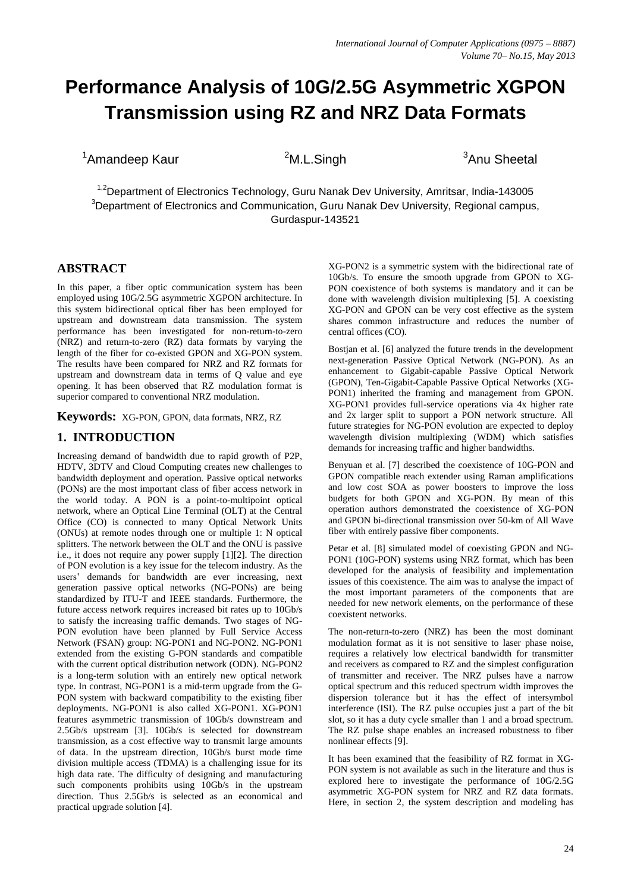# Performance Analysis of 10G/2.5G Asymmetric XGPON Transmission using RZ and NRZ Data Formats

[1]Amandeep Kaur [2]M.L.Singh [3]Anu Sheetal

[1,2]Department of Electronics Technology, Guru Nanak Dev University, Amritsar, India-143005
[3]Department of Electronics and Communication, Guru Nanak Dev University, Regional campus, Gurdaspur-143521

## ABSTRACT

In this paper, a fiber optic communication system has been employed using 10G/2.5G asymmetric XGPON architecture. In this system bidirectional optical fiber has been employed for upstream and downstream data transmission. The system performance has been investigated for non-return-to-zero (NRZ) and return-to-zero (RZ) data formats by varying the length of the fiber for co-existed GPON and XG-PON system. The results have been compared for NRZ and RZ formats for upstream and downstream data in terms of Q value and eye opening. It has been observed that RZ modulation format is superior compared to conventional NRZ modulation.

**Keywords:** XG-PON, GPON, data formats, NRZ, RZ

## 1. INTRODUCTION

Increasing demand of bandwidth due to rapid growth of P2P, HDTV, 3DTV and Cloud Computing creates new challenges to bandwidth deployment and operation. Passive optical networks (PONs) are the most important class of fiber access network in the world today. A PON is a point-to-multipoint optical network, where an Optical Line Terminal (OLT) at the Central Office (CO) is connected to many Optical Network Units (ONUs) at remote nodes through one or multiple 1: N optical splitters. The network between the OLT and the ONU is passive i.e., it does not require any power supply [1][2]. The direction of PON evolution is a key issue for the telecom industry. As the users' demands for bandwidth are ever increasing, next generation passive optical networks (NG-PONs) are being standardized by ITU-T and IEEE standards. Furthermore, the future access network requires increased bit rates up to 10Gb/s to satisfy the increasing traffic demands. Two stages of NG-PON evolution have been planned by Full Service Access Network (FSAN) group: NG-PON1 and NG-PON2. NG-PON1 extended from the existing G-PON standards and compatible with the current optical distribution network (ODN). NG-PON2 is a long-term solution with an entirely new optical network type. In contrast, NG-PON1 is a mid-term upgrade from the G-PON system with backward compatibility to the existing fiber deployments. NG-PON1 is also called XG-PON1. XG-PON1 features asymmetric transmission of 10Gb/s downstream and 2.5Gb/s upstream [3]. 10Gb/s is selected for downstream transmission, as a cost effective way to transmit large amounts of data. In the upstream direction, 10Gb/s burst mode time division multiple access (TDMA) is a challenging issue for its high data rate. The difficulty of designing and manufacturing such components prohibits using 10Gb/s in the upstream direction. Thus 2.5Gb/s is selected as an economical and practical upgrade solution [4].

XG-PON2 is a symmetric system with the bidirectional rate of 10Gb/s. To ensure the smooth upgrade from GPON to XG-PON coexistence of both systems is mandatory and it can be done with wavelength division multiplexing [5]. A coexisting XG-PON and GPON can be very cost effective as the system shares common infrastructure and reduces the number of central offices (CO).

Bostjan et al. [6] analyzed the future trends in the development next-generation Passive Optical Network (NG-PON). As an enhancement to Gigabit-capable Passive Optical Network (GPON), Ten-Gigabit-Capable Passive Optical Networks (XG-PON1) inherited the framing and management from GPON. XG-PON1 provides full-service operations via 4x higher rate and 2x larger split to support a PON network structure. All future strategies for NG-PON evolution are expected to deploy wavelength division multiplexing (WDM) which satisfies demands for increasing traffic and higher bandwidths.

Benyuan et al. [7] described the coexistence of 10G-PON and GPON compatible reach extender using Raman amplifications and low cost SOA as power boosters to improve the loss budgets for both GPON and XG-PON. By mean of this operation authors demonstrated the coexistence of XG-PON and GPON bi-directional transmission over 50-km of All Wave fiber with entirely passive fiber components.

Petar et al. [8] simulated model of coexisting GPON and NG-PON1 (10G-PON) systems using NRZ format, which has been developed for the analysis of feasibility and implementation issues of this coexistence. The aim was to analyse the impact of the most important parameters of the components that are needed for new network elements, on the performance of these coexistent networks.

The non-return-to-zero (NRZ) has been the most dominant modulation format as it is not sensitive to laser phase noise, requires a relatively low electrical bandwidth for transmitter and receivers as compared to RZ and the simplest configuration of transmitter and receiver. The NRZ pulses have a narrow optical spectrum and this reduced spectrum width improves the dispersion tolerance but it has the effect of intersymbol interference (ISI). The RZ pulse occupies just a part of the bit slot, so it has a duty cycle smaller than 1 and a broad spectrum. The RZ pulse shape enables an increased robustness to fiber nonlinear effects [9].

It has been examined that the feasibility of RZ format in XG-PON system is not available as such in the literature and thus is explored here to investigate the performance of 10G/2.5G asymmetric XG-PON system for NRZ and RZ data formats. Here, in section 2, the system description and modeling has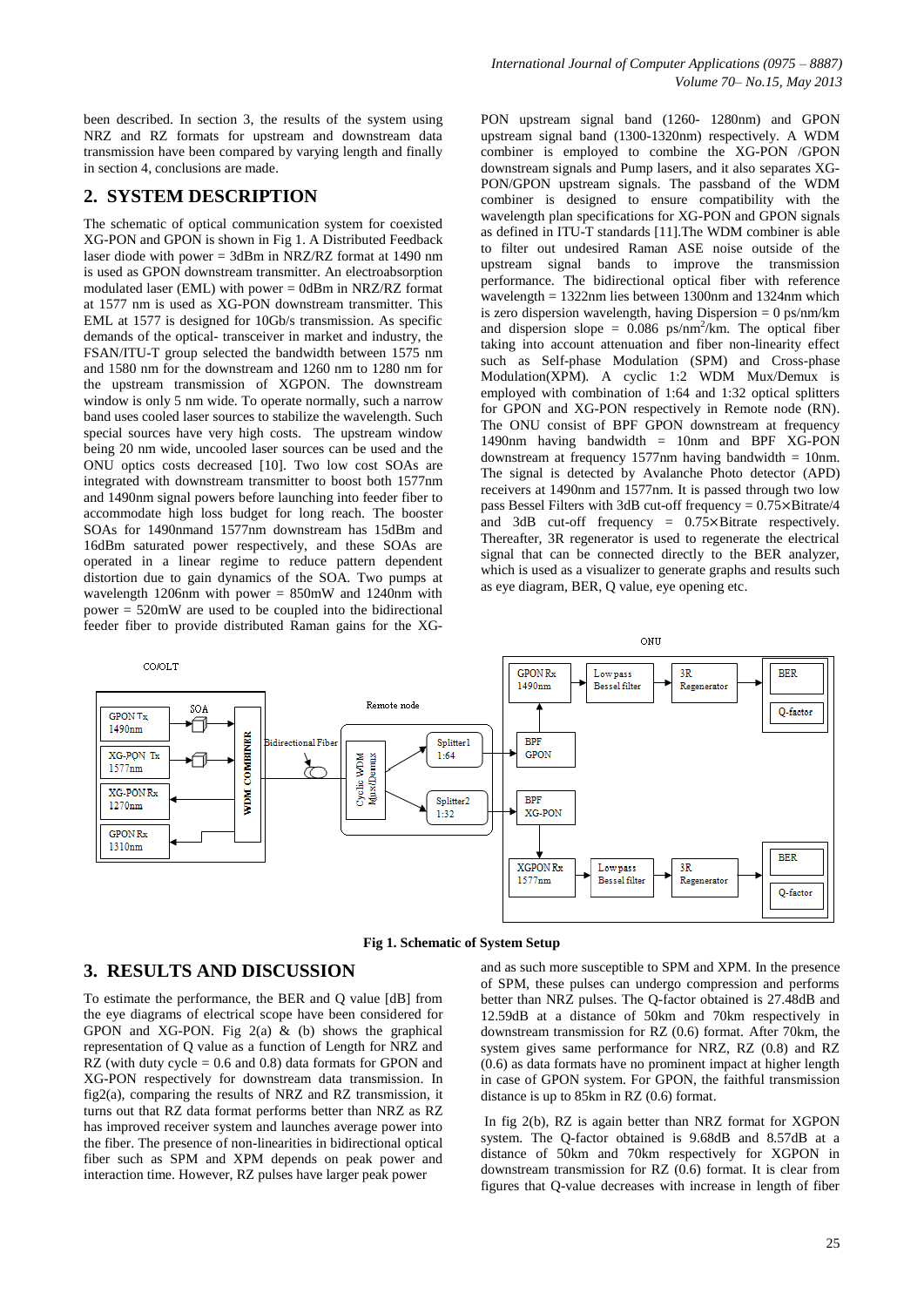been described. In section 3, the results of the system using NRZ and RZ formats for upstream and downstream data transmission have been compared by varying length and finally in section 4, conclusions are made.

## 2. SYSTEM DESCRIPTION

The schematic of optical communication system for coexisted XG-PON and GPON is shown in Fig 1. A Distributed Feedback laser diode with power = 3dBm in NRZ/RZ format at 1490 nm is used as GPON downstream transmitter. An electroabsorption modulated laser (EML) with power = 0dBm in NRZ/RZ format at 1577 nm is used as XG-PON downstream transmitter. This EML at 1577 is designed for 10Gb/s transmission. As specific demands of the optical- transceiver in market and industry, the FSAN/ITU-T group selected the bandwidth between 1575 nm and 1580 nm for the downstream and 1260 nm to 1280 nm for the upstream transmission of XGPON. The downstream window is only 5 nm wide. To operate normally, such a narrow band uses cooled laser sources to stabilize the wavelength. Such special sources have very high costs. The upstream window being 20 nm wide, uncooled laser sources can be used and the ONU optics costs decreased [10]. Two low cost SOAs are integrated with downstream transmitter to boost both 1577nm and 1490nm signal powers before launching into feeder fiber to accommodate high loss budget for long reach. The booster SOAs for 1490nmand 1577nm downstream has 15dBm and 16dBm saturated power respectively, and these SOAs are operated in a linear regime to reduce pattern dependent distortion due to gain dynamics of the SOA. Two pumps at wavelength 1206nm with power = 850mW and 1240nm with power = 520mW are used to be coupled into the bidirectional feeder fiber to provide distributed Raman gains for the XG-PON upstream signal band (1260- 1280nm) and GPON upstream signal band (1300-1320nm) respectively. A WDM combiner is employed to combine the XG-PON /GPON downstream signals and Pump lasers, and it also separates XG-PON/GPON upstream signals. The passband of the WDM combiner is designed to ensure compatibility with the wavelength plan specifications for XG-PON and GPON signals as defined in ITU-T standards [11].The WDM combiner is able to filter out undesired Raman ASE noise outside of the upstream signal bands to improve the transmission performance. The bidirectional optical fiber with reference wavelength = 1322nm lies between 1300nm and 1324nm which is zero dispersion wavelength, having Dispersion = 0 ps/nm/km and dispersion slope = 0.086 ps/nm$^2$/km. The optical fiber taking into account attenuation and fiber non-linearity effect such as Self-phase Modulation (SPM) and Cross-phase Modulation(XPM). A cyclic 1:2 WDM Mux/Demux is employed with combination of 1:64 and 1:32 optical splitters for GPON and XG-PON respectively in Remote node (RN). The ONU consist of BPF GPON downstream at frequency 1490nm having bandwidth = 10nm and BPF XG-PON downstream at frequency 1577nm having bandwidth = 10nm. The signal is detected by Avalanche Photo detector (APD) receivers at 1490nm and 1577nm. It is passed through two low pass Bessel Filters with 3dB cut-off frequency = 0.75×Bitrate/4 and 3dB cut-off frequency = 0.75×Bitrate respectively. Thereafter, 3R regenerator is used to regenerate the electrical signal that can be connected directly to the BER analyzer, which is used as a visualizer to generate graphs and results such as eye diagram, BER, Q value, eye opening etc.

**Fig 1. Schematic of System Setup**

## 3. RESULTS AND DISCUSSION

To estimate the performance, the BER and Q value [dB] from the eye diagrams of electrical scope have been considered for GPON and XG-PON. Fig 2(a) & (b) shows the graphical representation of Q value as a function of Length for NRZ and RZ (with duty cycle = 0.6 and 0.8) data formats for GPON and XG-PON respectively for downstream data transmission. In fig2(a), comparing the results of NRZ and RZ transmission, it turns out that RZ data format performs better than NRZ as RZ has improved receiver system and launches average power into the fiber. The presence of non-linearities in bidirectional optical fiber such as SPM and XPM depends on peak power and interaction time. However, RZ pulses have larger peak power and as such more susceptible to SPM and XPM. In the presence of SPM, these pulses can undergo compression and performs better than NRZ pulses. The Q-factor obtained is 27.48dB and 12.59dB at a distance of 50km and 70km respectively in downstream transmission for RZ (0.6) format. After 70km, the system gives same performance for NRZ, RZ (0.8) and RZ (0.6) as data formats have no prominent impact at higher length in case of GPON system. For GPON, the faithful transmission distance is up to 85km in RZ (0.6) format.

In fig 2(b), RZ is again better than NRZ format for XGPON system. The Q-factor obtained is 9.68dB and 8.57dB at a distance of 50km and 70km respectively for XGPON in downstream transmission for RZ (0.6) format. It is clear from figures that Q-value decreases with increase in length of fiber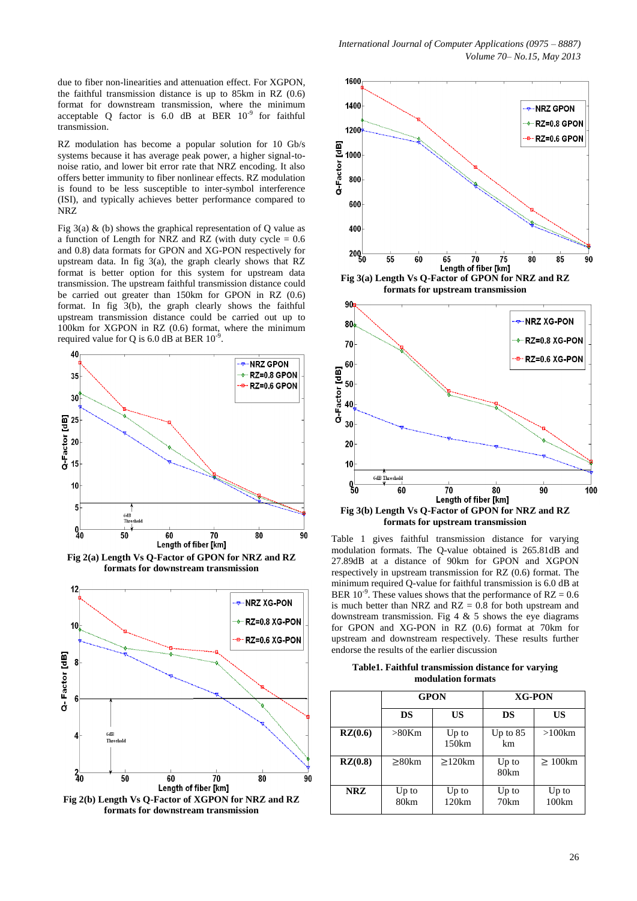due to fiber non-linearities and attenuation effect. For XGPON, the faithful transmission distance is up to 85km in RZ (0.6) format for downstream transmission, where the minimum acceptable Q factor is 6.0 dB at BER $10^{-9}$ for faithful transmission.

RZ modulation has become a popular solution for 10 Gb/s systems because it has average peak power, a higher signal-to-noise ratio, and lower bit error rate that NRZ encoding. It also offers better immunity to fiber nonlinear effects. RZ modulation is found to be less susceptible to inter-symbol interference (ISI), and typically achieves better performance compared to NRZ

Fig 3(a) & (b) shows the graphical representation of Q value as a function of Length for NRZ and RZ (with duty cycle = 0.6 and 0.8) data formats for GPON and XG-PON respectively for upstream data. In fig 3(a), the graph clearly shows that RZ format is better option for this system for upstream data transmission. The upstream faithful transmission distance could be carried out greater than 150km for GPON in RZ (0.6) format. In fig 3(b), the graph clearly shows the faithful upstream transmission distance could be carried out up to 100km for XGPON in RZ (0.6) format, where the minimum required value for Q is 6.0 dB at BER $10^{-9}$.

**Fig 2(a) Length Vs Q-Factor of GPON for NRZ and RZ formats for downstream transmission**

**Fig 2(b) Length Vs Q-Factor of XGPON for NRZ and RZ formats for downstream transmission**

**Fig 3(a) Length Vs Q-Factor of GPON for NRZ and RZ formats for upstream transmission**

**Fig 3(b) Length Vs Q-Factor of GPON for NRZ and RZ formats for upstream transmission**

Table 1 gives faithful transmission distance for varying modulation formats. The Q-value obtained is 265.81dB and 27.89dB at a distance of 90km for GPON and XGPON respectively in upstream transmission for RZ (0.6) format. The minimum required Q-value for faithful transmission is 6.0 dB at BER $10^{-9}$. These values shows that the performance of RZ = 0.6 is much better than NRZ and RZ = 0.8 for both upstream and downstream transmission. Fig 4 & 5 shows the eye diagrams for GPON and XG-PON in RZ (0.6) format at 70km for upstream and downstream respectively. These results further endorse the results of the earlier discussion

**Table1. Faithful transmission distance for varying modulation formats**

| | GPON | | XG-PON | |
|---|---|---|---|---|
| | DS | US | DS | US |
| **RZ(0.6)** | >80Km | Up to 150km | Up to 85 km | >100km |
| **RZ(0.8)** | ≥80km | ≥120km | Up to 80km | ≥ 100km |
| **NRZ** | Up to 80km | Up to 120km | Up to 70km | Up to 100km |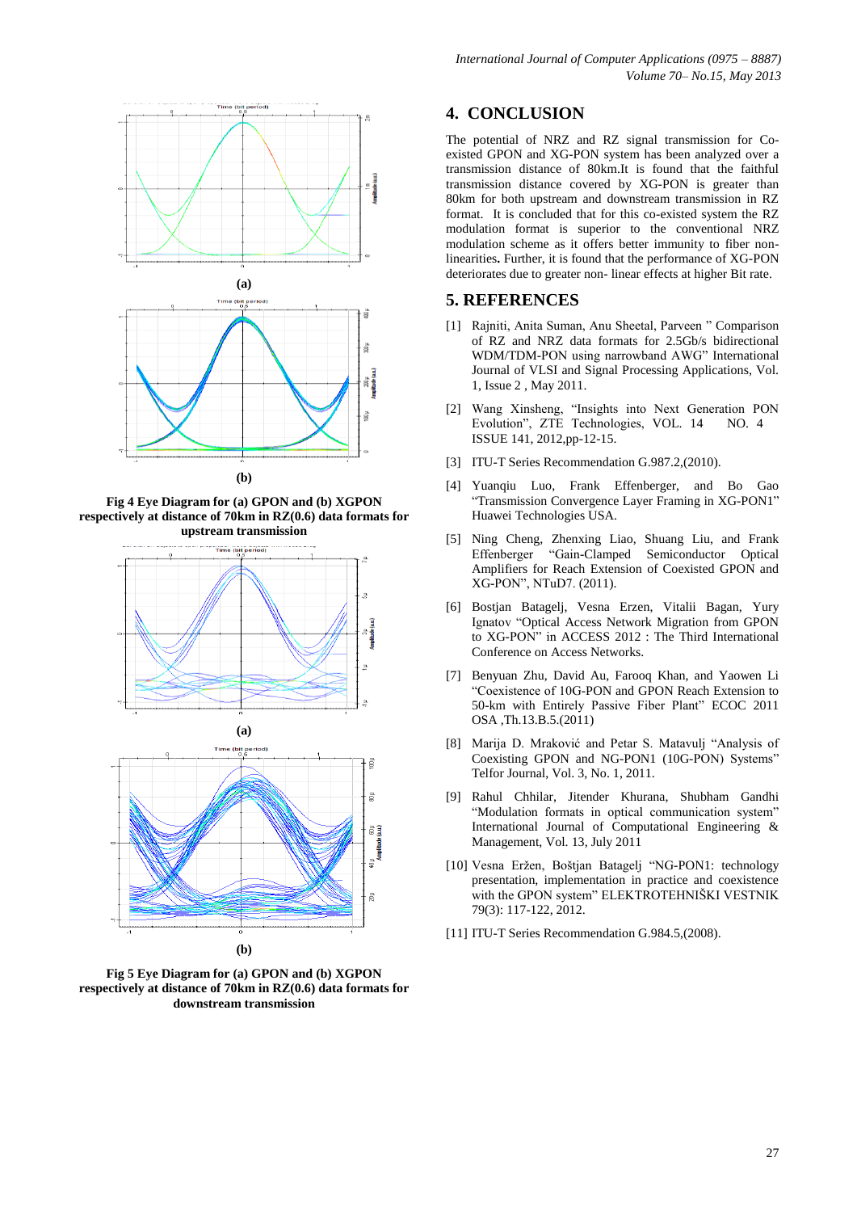Time (bit period)

(a)

Time (bit period)

(b)

**Fig 4 Eye Diagram for (a) GPON and (b) XGPON respectively at distance of 70km in RZ(0.6) data formats for upstream transmission**

Time (bit period)

(a)

Time (bit period)

(b)

**Fig 5 Eye Diagram for (a) GPON and (b) XGPON respectively at distance of 70km in RZ(0.6) data formats for downstream transmission**

## 4. CONCLUSION

The potential of NRZ and RZ signal transmission for Co-existed GPON and XG-PON system has been analyzed over a transmission distance of 80km.It is found that the faithful transmission distance covered by XG-PON is greater than 80km for both upstream and downstream transmission in RZ format. It is concluded that for this co-existed system the RZ modulation format is superior to the conventional NRZ modulation scheme as it offers better immunity to fiber non-linearities**.** Further, it is found that the performance of XG-PON deteriorates due to greater non- linear effects at higher Bit rate.

## 5. REFERENCES

[1] Rajniti, Anita Suman, Anu Sheetal, Parveen " Comparison of RZ and NRZ data formats for 2.5Gb/s bidirectional WDM/TDM-PON using narrowband AWG" International Journal of VLSI and Signal Processing Applications, Vol. 1, Issue 2 , May 2011.

[2] Wang Xinsheng, "Insights into Next Generation PON Evolution", ZTE Technologies, VOL. 14 NO. 4 ISSUE 141, 2012,pp-12-15.

[3] ITU-T Series Recommendation G.987.2,(2010).

[4] Yuanqiu Luo, Frank Effenberger, and Bo Gao "Transmission Convergence Layer Framing in XG-PON1" Huawei Technologies USA.

[5] Ning Cheng, Zhenxing Liao, Shuang Liu, and Frank Effenberger "Gain-Clamped Semiconductor Optical Amplifiers for Reach Extension of Coexisted GPON and XG-PON", NTuD7. (2011).

[6] Bostjan Batagelj, Vesna Erzen, Vitalii Bagan, Yury Ignatov "Optical Access Network Migration from GPON to XG-PON" in ACCESS 2012 : The Third International Conference on Access Networks.

[7] Benyuan Zhu, David Au, Farooq Khan, and Yaowen Li "Coexistence of 10G-PON and GPON Reach Extension to 50-km with Entirely Passive Fiber Plant" ECOC 2011 OSA ,Th.13.B.5.(2011)

[8] Marija D. Mraković and Petar S. Matavulj "Analysis of Coexisting GPON and NG-PON1 (10G-PON) Systems" Telfor Journal, Vol. 3, No. 1, 2011.

[9] Rahul Chhilar, Jitender Khurana, Shubham Gandhi "Modulation formats in optical communication system" International Journal of Computational Engineering & Management, Vol. 13, July 2011

[10] Vesna Eržen, Boštjan Batagelj "NG-PON1: technology presentation, implementation in practice and coexistence with the GPON system" ELEKTROTEHNIŠKI VESTNIK 79(3): 117-122, 2012.

[11] ITU-T Series Recommendation G.984.5,(2008).